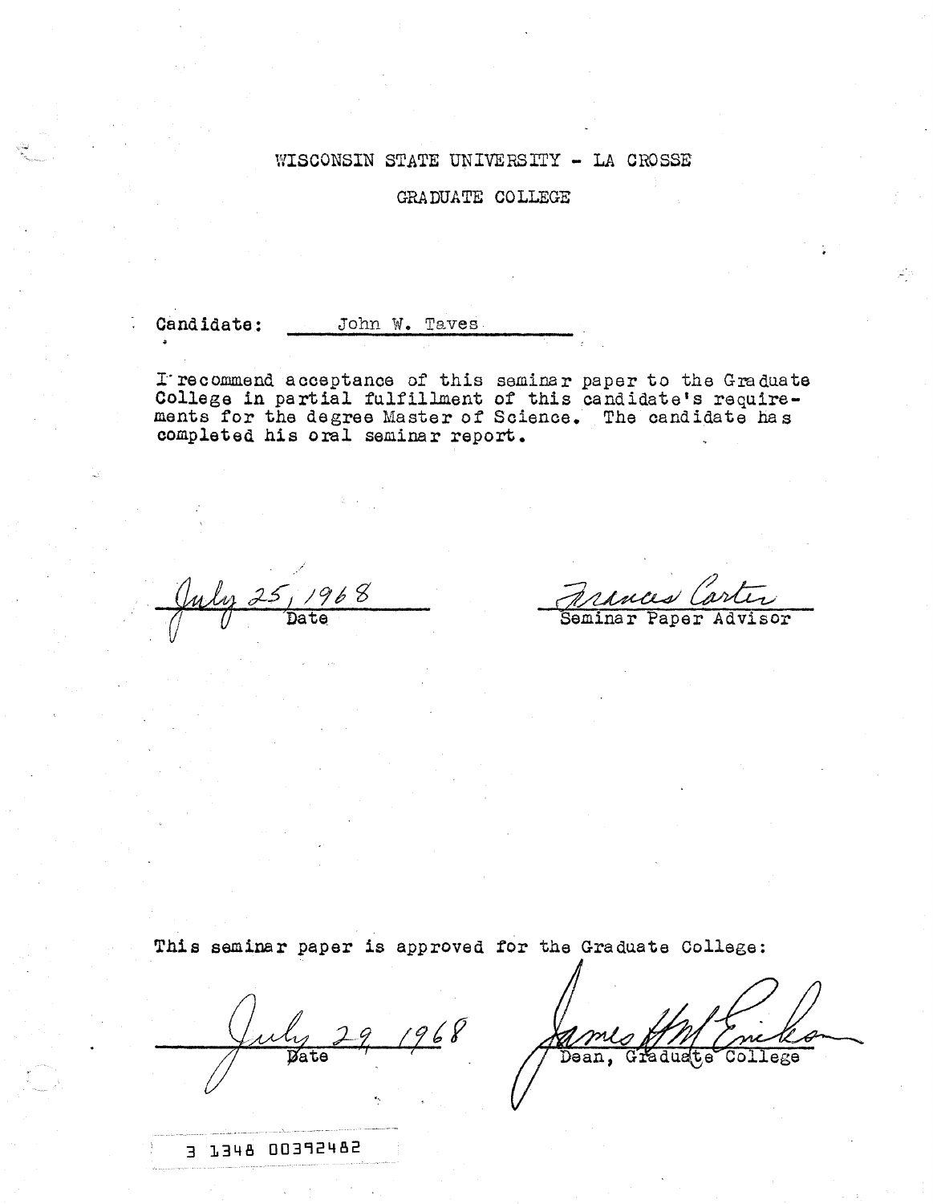WISCONSIN STATE UNIVERSITY - LA CROSSE

GRADUATE COLLEGE

Candidate: John W. Taves

I recommend acceptance of this seminar paper to the Graduate College in partial fulfillment of this candidate's requirements for the degree Master of Science. The candidate has completed his oral seminar report.

July 25, 1968
Date

Frances Carter
Seminar Paper Advisor

This seminar paper is approved for the Graduate College:

July 29, 1968
Date

James H. McErickson
Dean, Graduate College

3 1348 00392482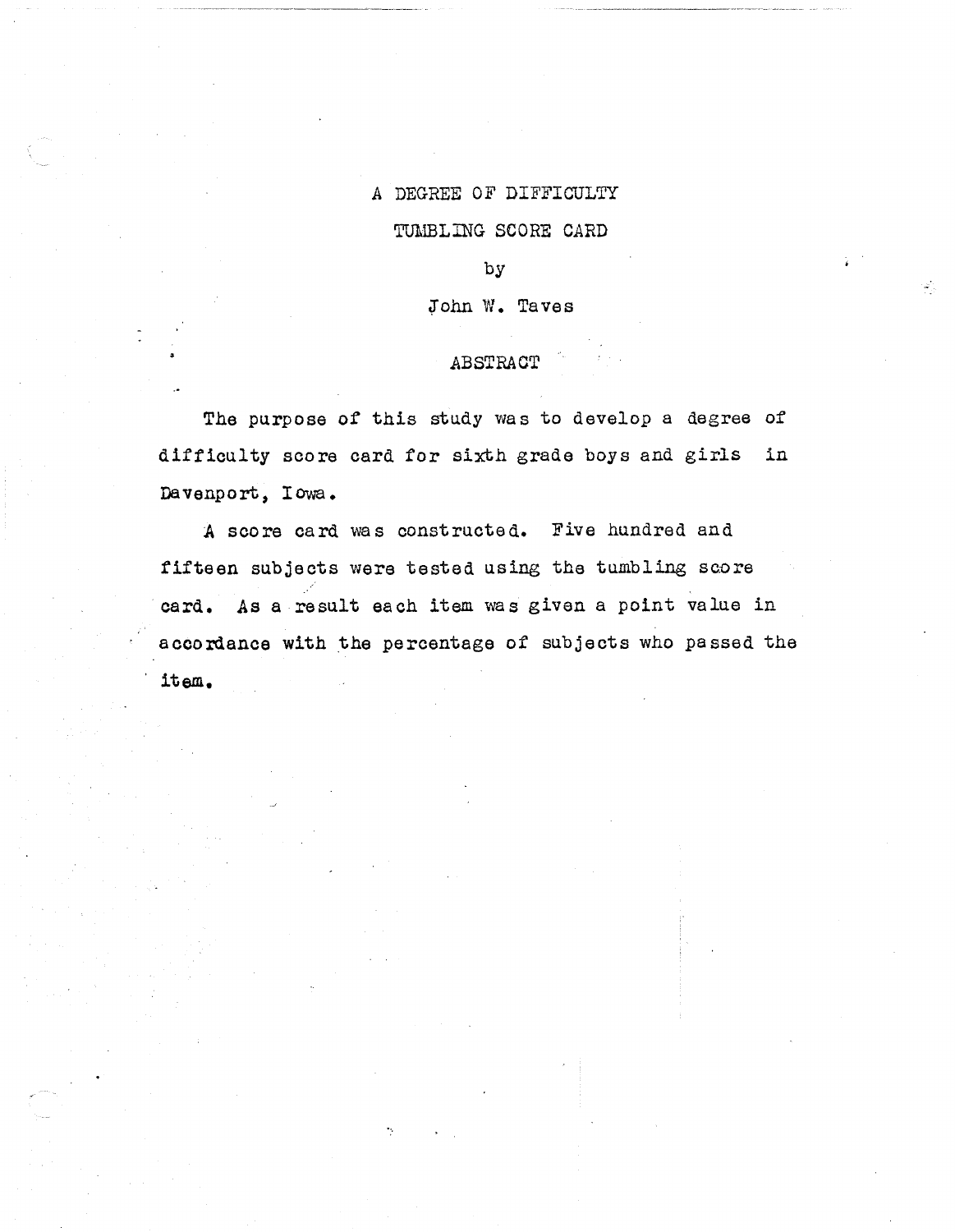# A DEGREE OF DIFFICULTY TUMBLING SCORE CARD

by

John W. Taves

## ABSTRACT

The purpose of this study was to develop a degree of difficulty score card for sixth grade boys and girls in Davenport, Iowa.

A score card was constructed. Five hundred and fifteen subjects were tested using the tumbling score card. As a result each item was given a point value in accordance with the percentage of subjects who passed the item.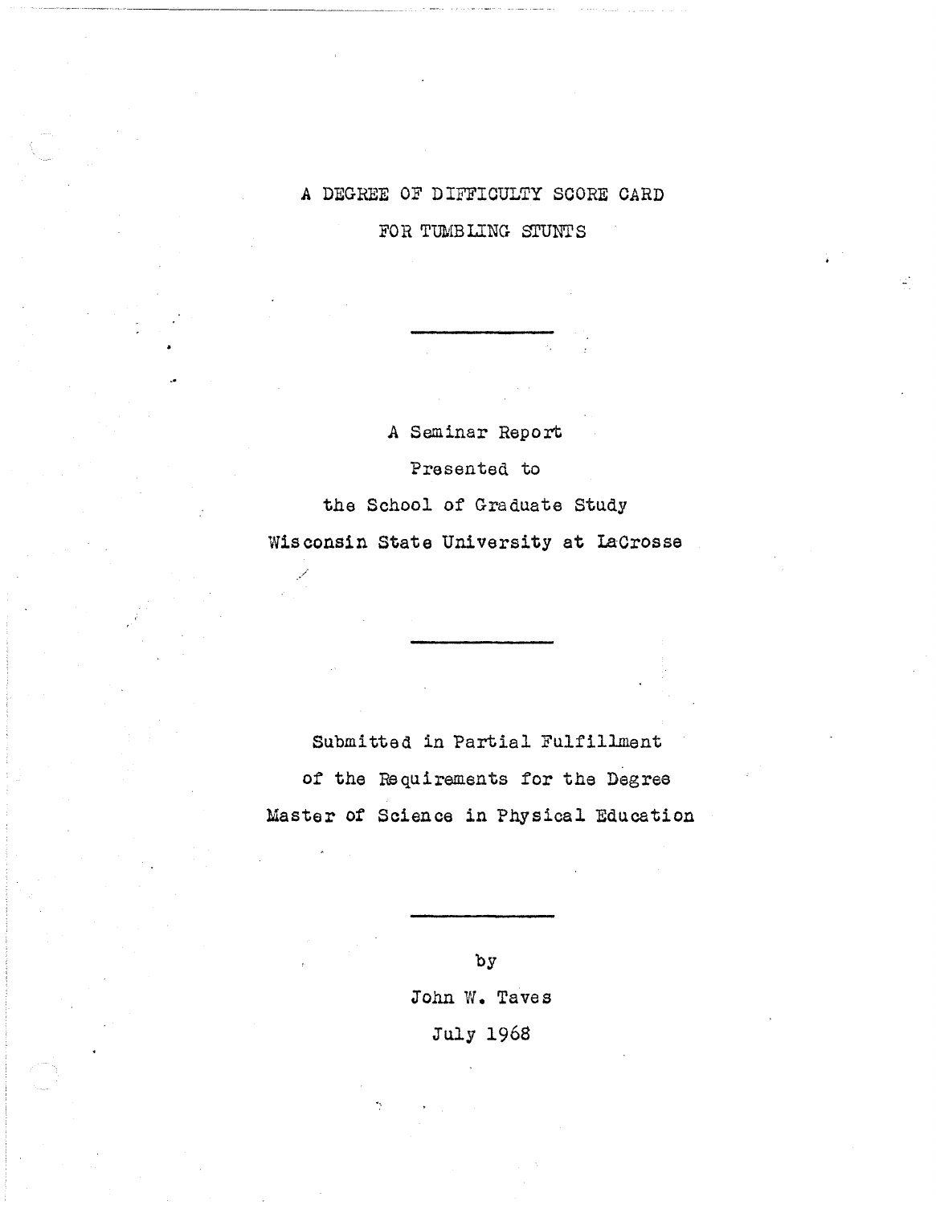# A DEGREE OF DIFFICULTY SCORE CARD FOR TUMBLING STUNTS

---

A Seminar Report

Presented to

the School of Graduate Study

Wisconsin State University at LaCrosse

---

Submitted in Partial Fulfillment

of the Requirements for the Degree

Master of Science in Physical Education

---

by

John W. Taves

July 1968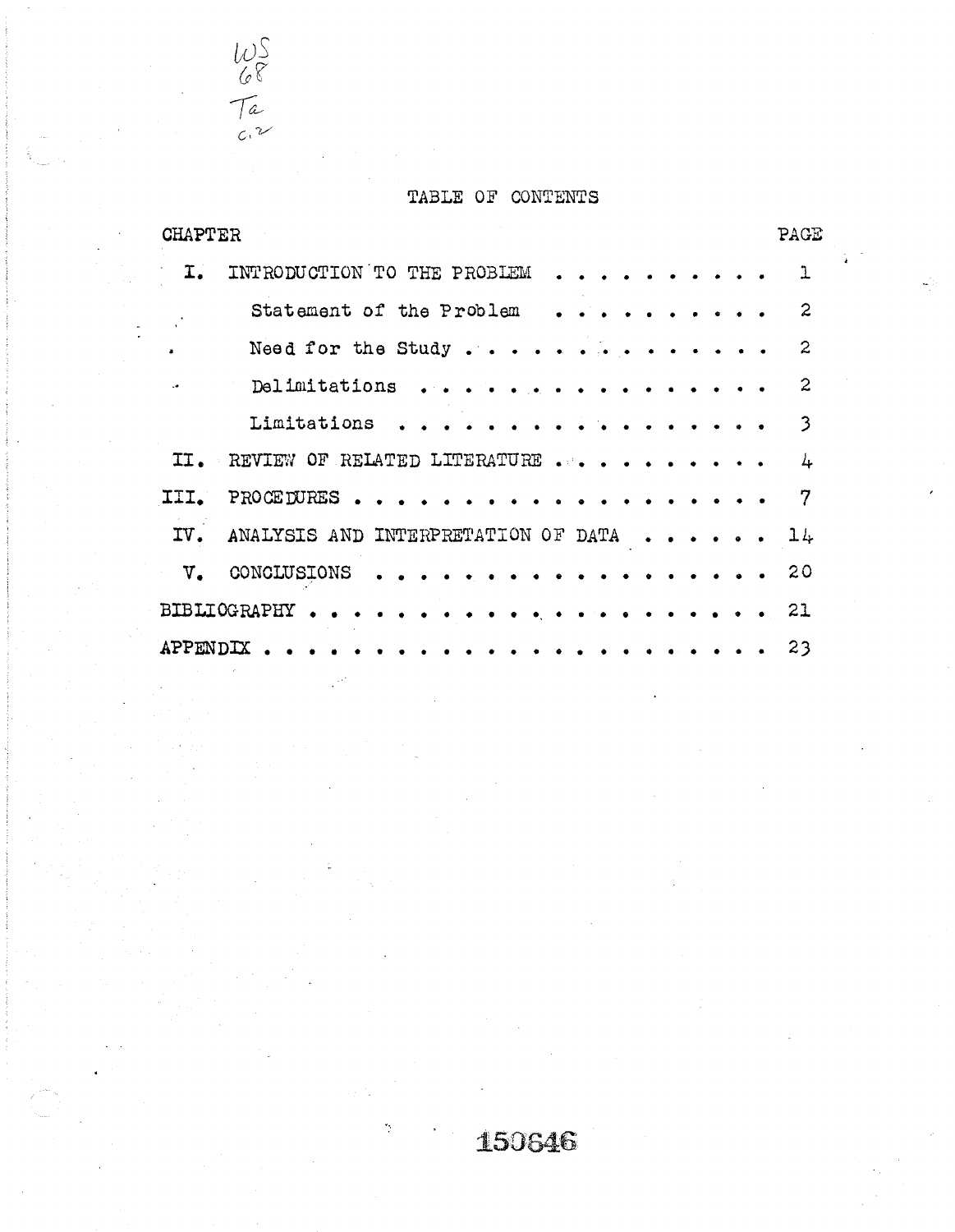WS 68 Ta c.2

# TABLE OF CONTENTS

| CHAPTER | | PAGE |
|---|---|---|
| I. | INTRODUCTION TO THE PROBLEM | 1 |
| | Statement of the Problem | 2 |
| | Need for the Study | 2 |
| | Delimitations | 2 |
| | Limitations | 3 |
| II. | REVIEW OF RELATED LITERATURE | 4 |
| III. | PROCEDURES | 7 |
| IV. | ANALYSIS AND INTERPRETATION OF DATA | 14 |
| V. | CONCLUSIONS | 20 |
| BIBLIOGRAPHY | | 21 |
| APPENDIX | | 23 |

150646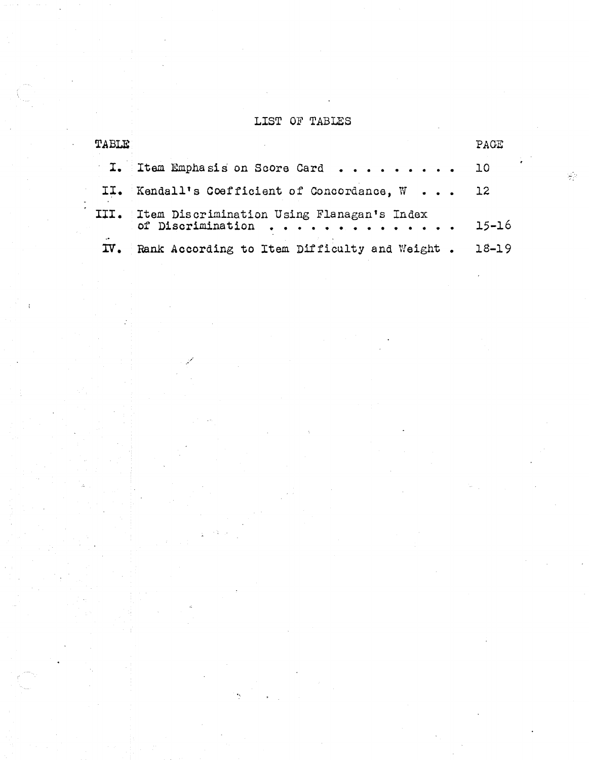# LIST OF TABLES

| TABLE | | PAGE |
|---|---|---|
| I. | Item Emphasis on Score Card | 10 |
| II. | Kendall's Coefficient of Concordance, W | 12 |
| III. | Item Discrimination Using Flanagan's Index of Discrimination | 15-16 |
| IV. | Rank According to Item Difficulty and Weight | 18-19 |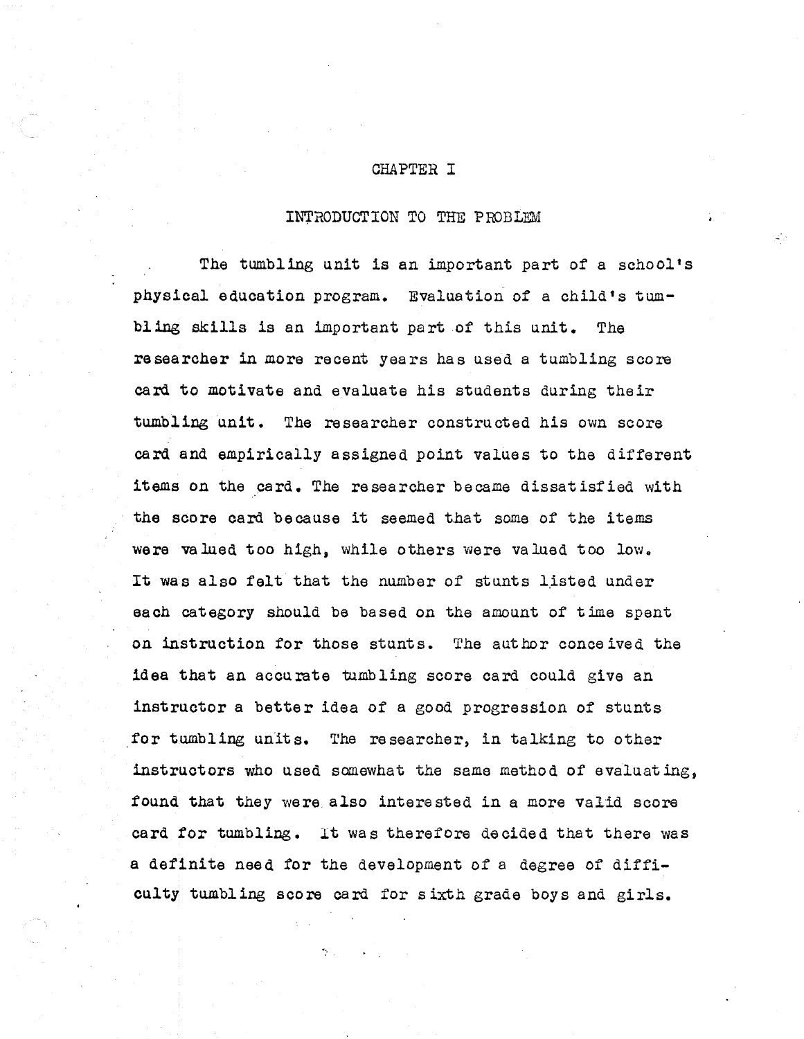# CHAPTER I

## INTRODUCTION TO THE PROBLEM

The tumbling unit is an important part of a school's physical education program. Evaluation of a child's tumbling skills is an important part of this unit. The researcher in more recent years has used a tumbling score card to motivate and evaluate his students during their tumbling unit. The researcher constructed his own score card and empirically assigned point values to the different items on the card. The researcher became dissatisfied with the score card because it seemed that some of the items were valued too high, while others were valued too low. It was also felt that the number of stunts listed under each category should be based on the amount of time spent on instruction for those stunts. The author conceived the idea that an accurate tumbling score card could give an instructor a better idea of a good progression of stunts for tumbling units. The researcher, in talking to other instructors who used somewhat the same method of evaluating, found that they were also interested in a more valid score card for tumbling. It was therefore decided that there was a definite need for the development of a degree of difficulty tumbling score card for sixth grade boys and girls.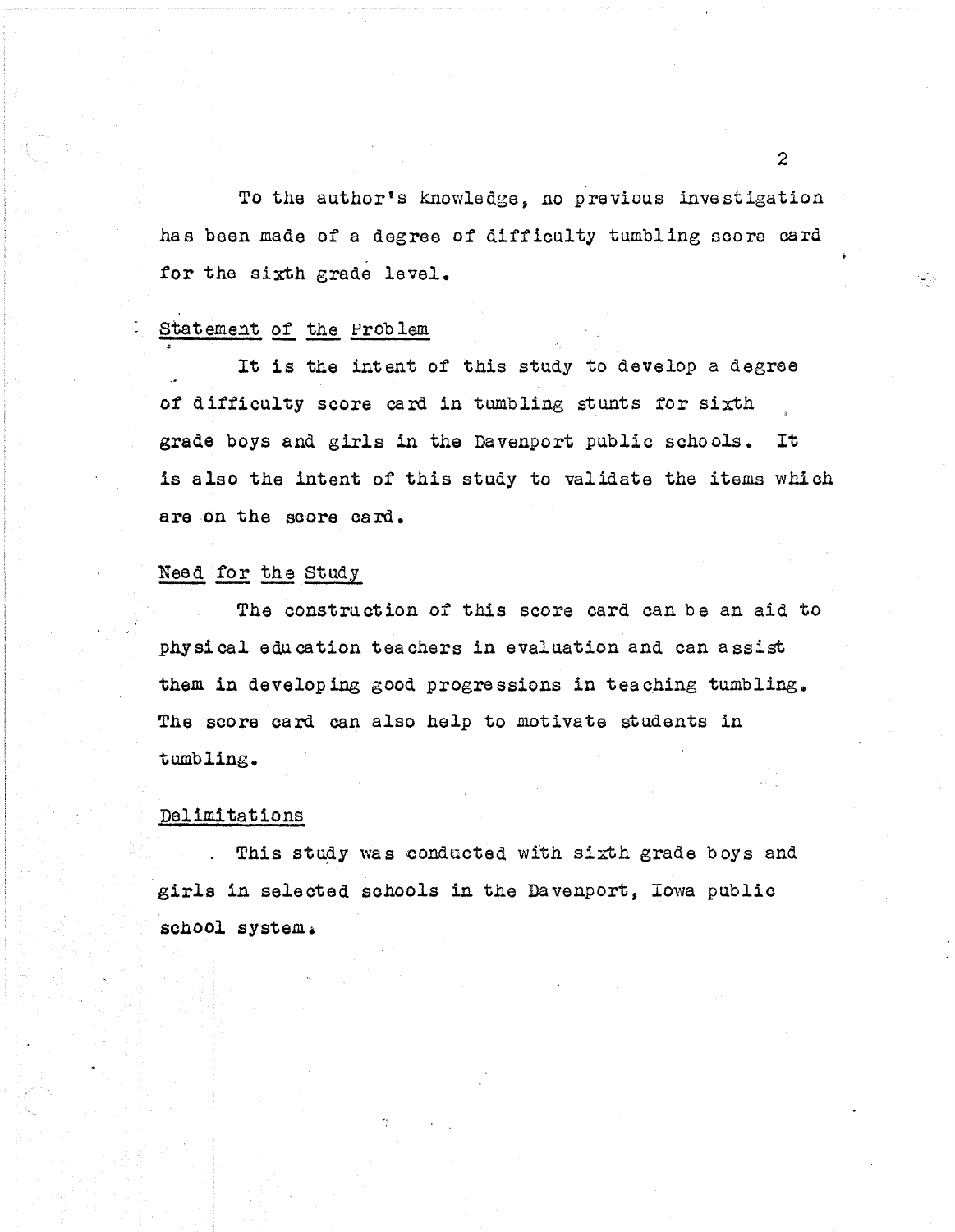To the author's knowledge, no previous investigation has been made of a degree of difficulty tumbling score card for the sixth grade level.

## Statement of the Problem

It is the intent of this study to develop a degree of difficulty score card in tumbling stunts for sixth grade boys and girls in the Davenport public schools. It is also the intent of this study to validate the items which are on the score card.

## Need for the Study

The construction of this score card can be an aid to physical education teachers in evaluation and can assist them in developing good progressions in teaching tumbling. The score card can also help to motivate students in tumbling.

## Delimitations

This study was conducted with sixth grade boys and girls in selected schools in the Davenport, Iowa public school system.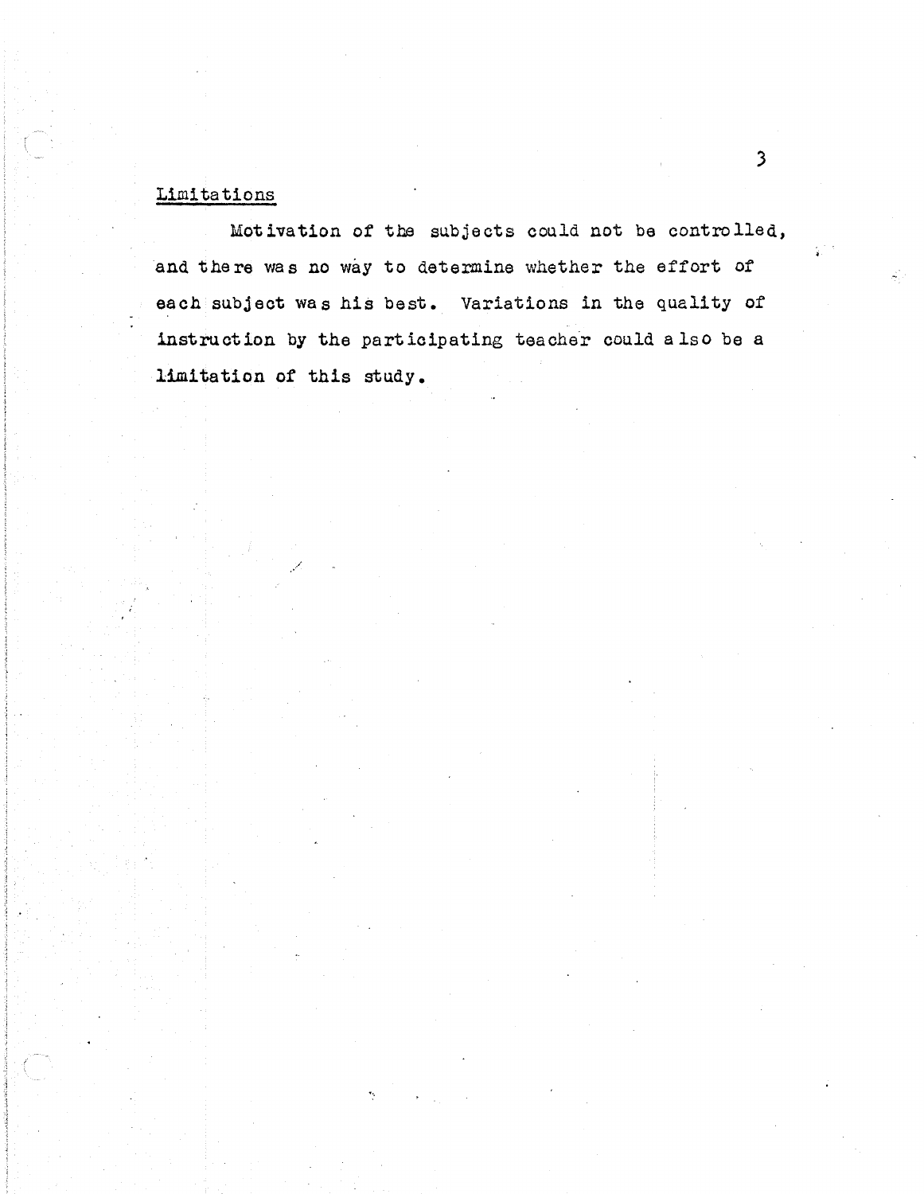## Limitations

Motivation of the subjects could not be controlled, and there was no way to determine whether the effort of each subject was his best. Variations in the quality of instruction by the participating teacher could also be a limitation of this study.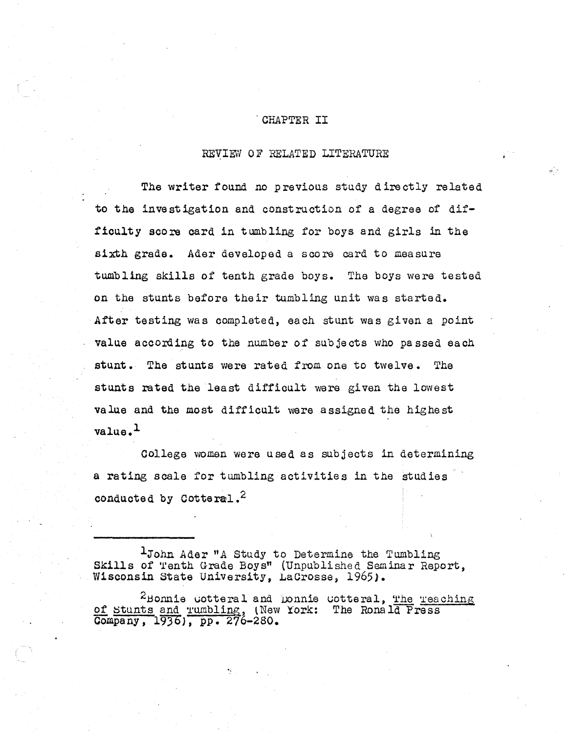# CHAPTER II

## REVIEW OF RELATED LITERATURE

The writer found no previous study directly related to the investigation and construction of a degree of difficulty score card in tumbling for boys and girls in the sixth grade. Ader developed a score card to measure tumbling skills of tenth grade boys. The boys were tested on the stunts before their tumbling unit was started. After testing was completed, each stunt was given a point value according to the number of subjects who passed each stunt. The stunts were rated from one to twelve. The stunts rated the least difficult were given the lowest value and the most difficult were assigned the highest value.[1]

College women were used as subjects in determining a rating scale for tumbling activities in the studies conducted by Cotteral.[2]

---

[1]John Ader "A Study to Determine the Tumbling Skills of Tenth Grade Boys" (Unpublished Seminar Report, Wisconsin State University, LaCrosse, 1965).

[2]Bonnie Cotteral and Donnie Cotteral, The Teaching of Stunts and Tumbling, (New York: The Ronald Press Company, 1936), pp. 276-280.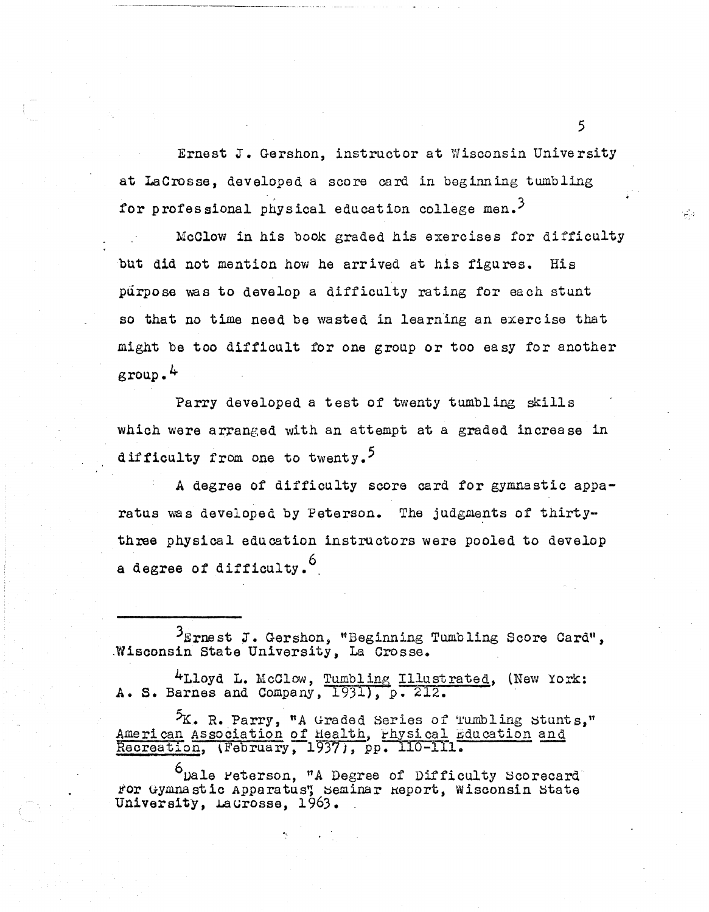Ernest J. Gershon, instructor at Wisconsin University at LaCrosse, developed a score card in beginning tumbling for professional physical education college men.[3]

McClow in his book graded his exercises for difficulty but did not mention how he arrived at his figures. His purpose was to develop a difficulty rating for each stunt so that no time need be wasted in learning an exercise that might be too difficult for one group or too easy for another group.[4]

Parry developed a test of twenty tumbling skills which were arranged with an attempt at a graded increase in difficulty from one to twenty.[5]

A degree of difficulty score card for gymnastic apparatus was developed by Peterson. The judgments of thirty-three physical education instructors were pooled to develop a degree of difficulty.[6]

---

[3]Ernest J. Gershon, "Beginning Tumbling Score Card", Wisconsin State University, La Crosse.

[4]Lloyd L. McClow, Tumbling Illustrated, (New York: A. S. Barnes and Company, 1931), p. 212.

[5]K. R. Parry, "A Graded Series of Tumbling Stunts," American Association of Health, Physical Education and Recreation, (February, 1937), pp. 110-111.

[6]Dale Peterson, "A Degree of Difficulty Scorecard for Gymnastic Apparatus", Seminar Report, Wisconsin State University, LaCrosse, 1963.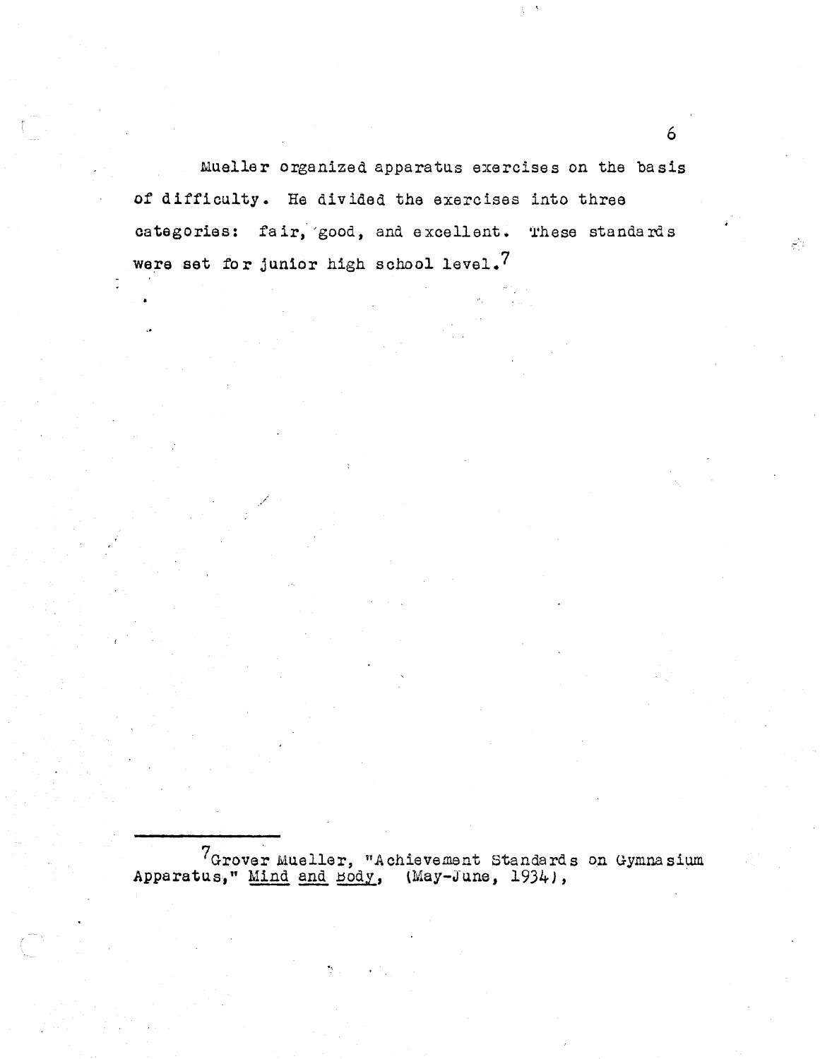Mueller organized apparatus exercises on the basis of difficulty. He divided the exercises into three categories: fair, good, and excellent. These standards were set for junior high school level.[7]

---

[7] Grover Mueller, "Achievement Standards on Gymnasium Apparatus," Mind and Body, (May-June, 1934),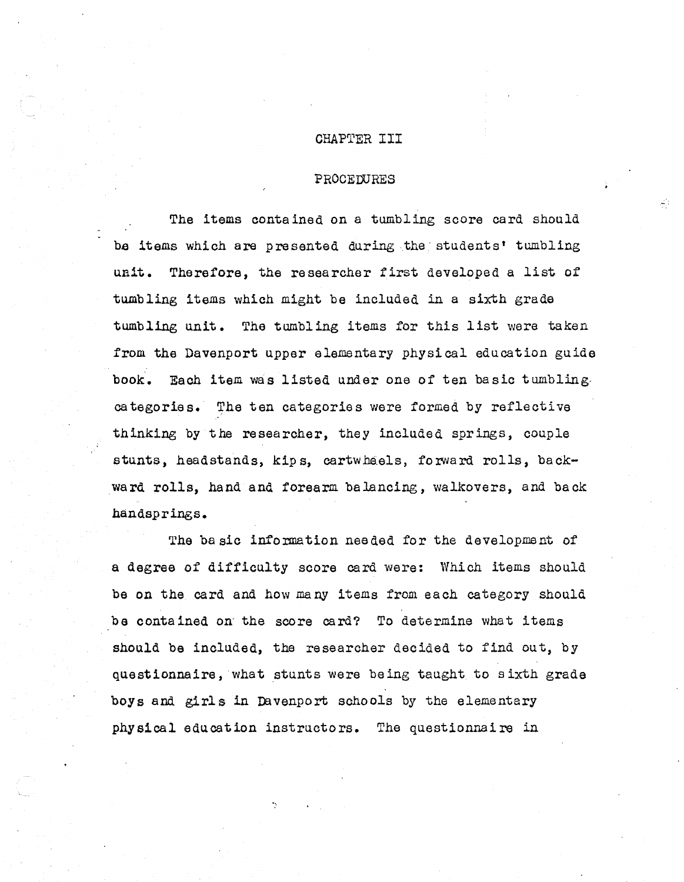# CHAPTER III

## PROCEDURES

The items contained on a tumbling score card should be items which are presented during the students' tumbling unit. Therefore, the researcher first developed a list of tumbling items which might be included in a sixth grade tumbling unit. The tumbling items for this list were taken from the Davenport upper elementary physical education guide book. Each item was listed under one of ten basic tumbling categories. The ten categories were formed by reflective thinking by the researcher, they included springs, couple stunts, headstands, kips, cartwheels, forward rolls, backward rolls, hand and forearm balancing, walkovers, and back handsprings.

The basic information needed for the development of a degree of difficulty score card were: Which items should be on the card and how many items from each category should be contained on the score card? To determine what items should be included, the researcher decided to find out, by questionnaire, what stunts were being taught to sixth grade boys and girls in Davenport schools by the elementary physical education instructors. The questionnaire in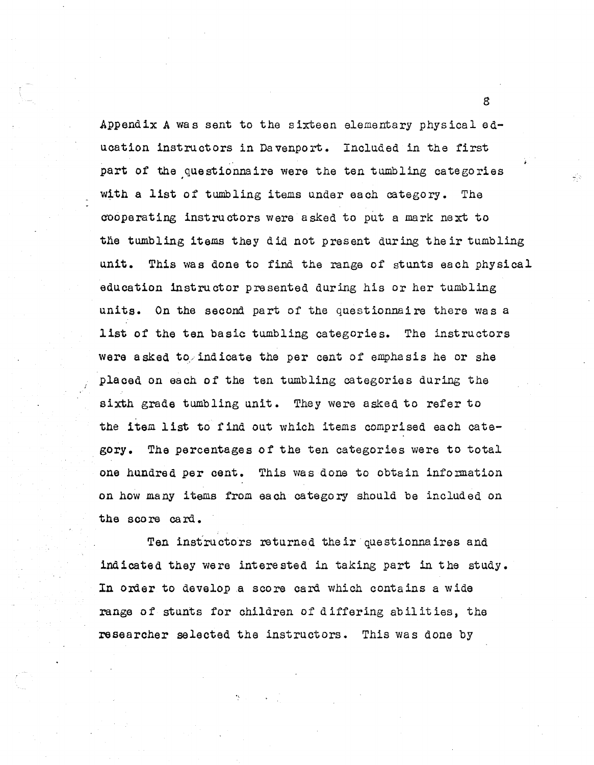Appendix A was sent to the sixteen elementary physical education instructors in Davenport. Included in the first part of the questionnaire were the ten tumbling categories with a list of tumbling items under each category. The cooperating instructors were asked to put a mark next to the tumbling items they did not present during their tumbling unit. This was done to find the range of stunts each physical education instructor presented during his or her tumbling units. On the second part of the questionnaire there was a list of the ten basic tumbling categories. The instructors were asked to indicate the per cent of emphasis he or she placed on each of the ten tumbling categories during the sixth grade tumbling unit. They were asked to refer to the item list to find out which items comprised each category. The percentages of the ten categories were to total one hundred per cent. This was done to obtain information on how many items from each category should be included on the score card.

Ten instructors returned their questionnaires and indicated they were interested in taking part in the study. In order to develop a score card which contains a wide range of stunts for children of differing abilities, the researcher selected the instructors. This was done by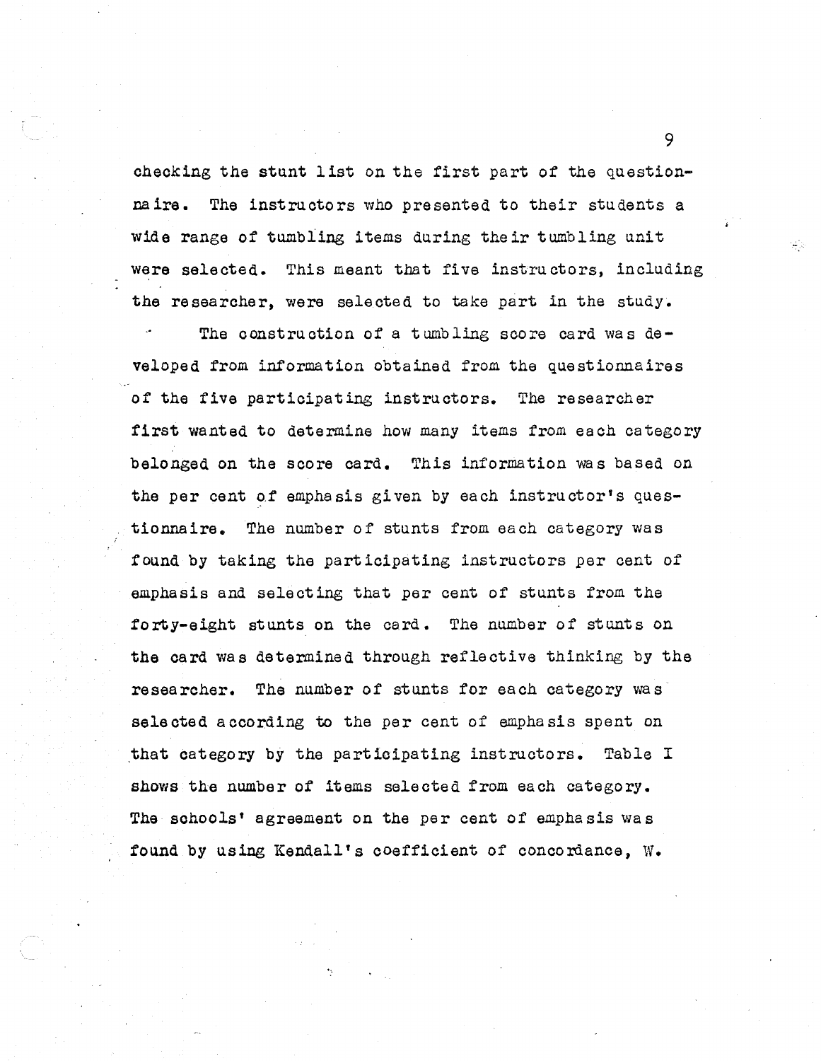checking the stunt list on the first part of the questionnaire. The instructors who presented to their students a wide range of tumbling items during their tumbling unit were selected. This meant that five instructors, including the researcher, were selected to take part in the study.

The construction of a tumbling score card was developed from information obtained from the questionnaires of the five participating instructors. The researcher first wanted to determine how many items from each category belonged on the score card. This information was based on the per cent of emphasis given by each instructor's questionnaire. The number of stunts from each category was found by taking the participating instructors per cent of emphasis and selecting that per cent of stunts from the forty-eight stunts on the card. The number of stunts on the card was determined through reflective thinking by the researcher. The number of stunts for each category was selected according to the per cent of emphasis spent on that category by the participating instructors. Table I shows the number of items selected from each category. The schools' agreement on the per cent of emphasis was found by using Kendall's coefficient of concordance, W.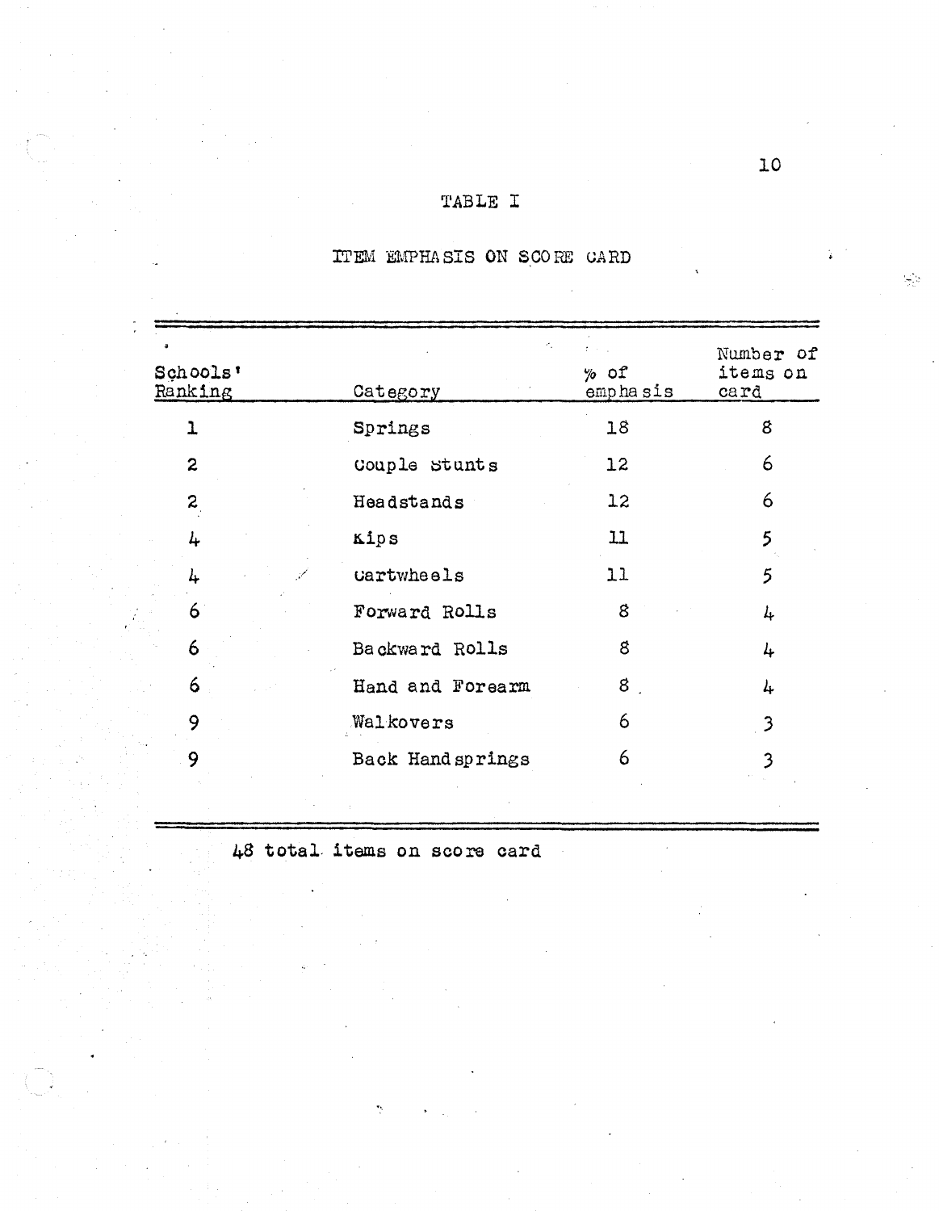# TABLE I

## ITEM EMPHASIS ON SCORE CARD

| Schools' Ranking | Category | % of emphasis | Number of items on card |
|---|---|---|---|
| 1 | Springs | 18 | 8 |
| 2 | Couple Stunts | 12 | 6 |
| 2 | Headstands | 12 | 6 |
| 4 | Kips | 11 | 5 |
| 4 | Cartwheels | 11 | 5 |
| 6 | Forward Rolls | 8 | 4 |
| 6 | Backward Rolls | 8 | 4 |
| 6 | Hand and Forearm | 8 | 4 |
| 9 | Walkovers | 6 | 3 |
| 9 | Back Handsprings | 6 | 3 |

48 total items on score card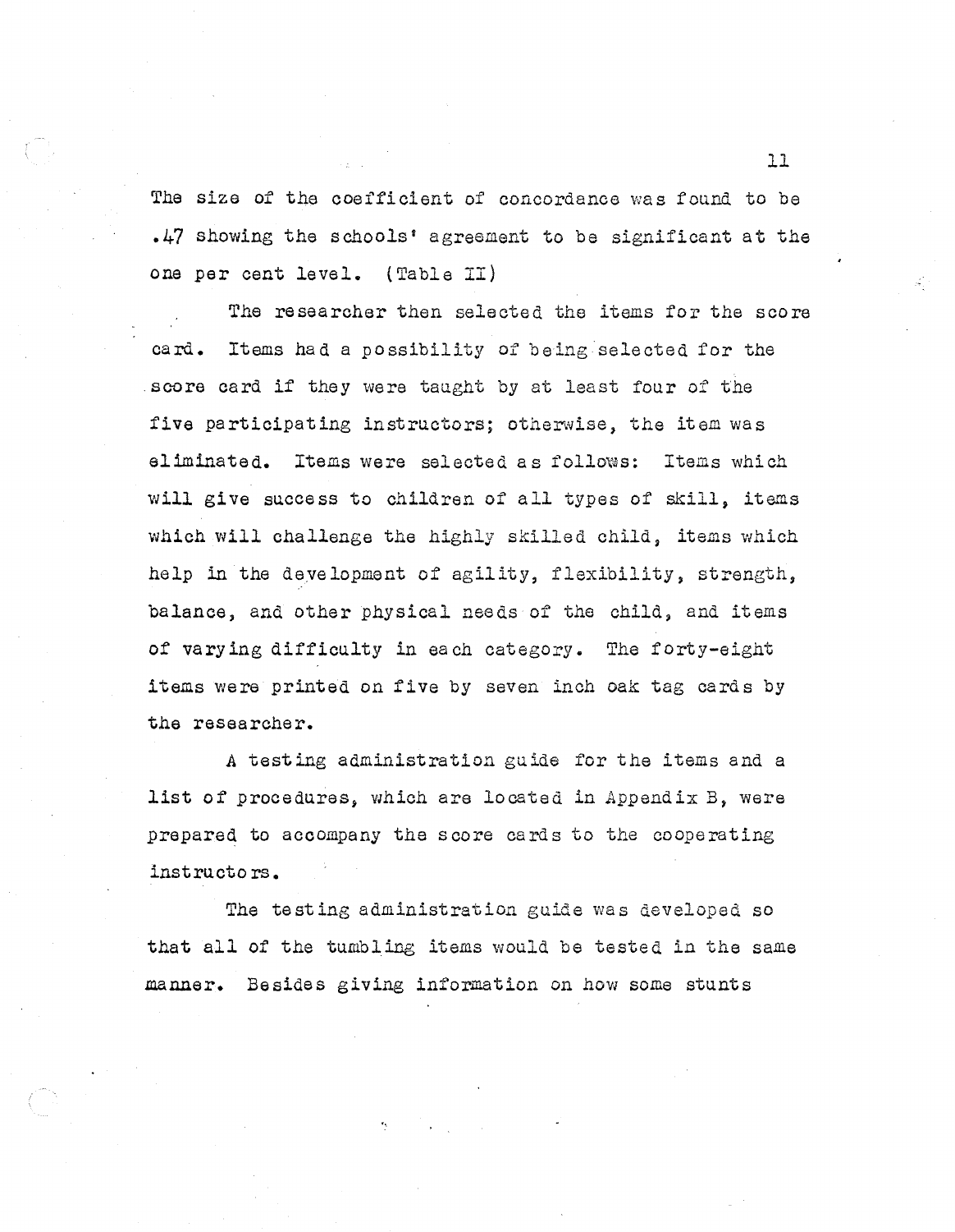The size of the coefficient of concordance was found to be .47 showing the schools' agreement to be significant at the one per cent level. (Table II)

The researcher then selected the items for the score card. Items had a possibility of being selected for the score card if they were taught by at least four of the five participating instructors; otherwise, the item was eliminated. Items were selected as follows: Items which will give success to children of all types of skill, items which will challenge the highly skilled child, items which help in the development of agility, flexibility, strength, balance, and other physical needs of the child, and items of varying difficulty in each category. The forty-eight items were printed on five by seven inch oak tag cards by the researcher.

A testing administration guide for the items and a list of procedures, which are located in Appendix B, were prepared to accompany the score cards to the cooperating instructors.

The testing administration guide was developed so that all of the tumbling items would be tested in the same manner. Besides giving information on how some stunts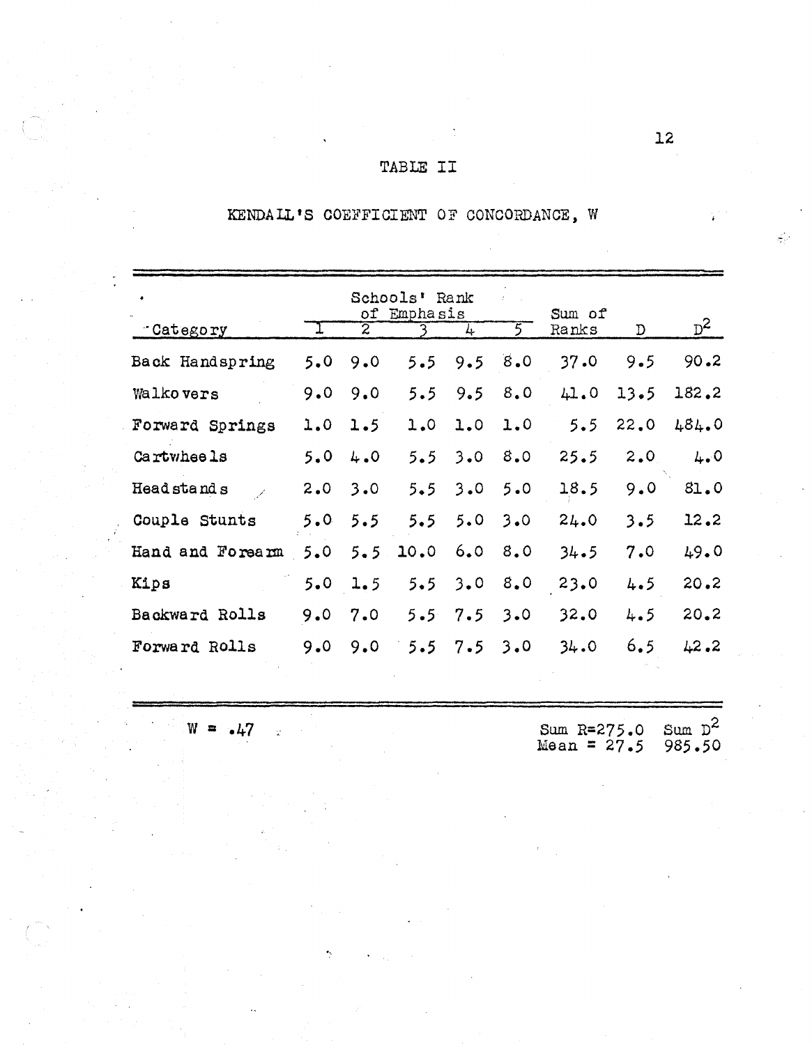TABLE II

KENDALL'S COEFFICIENT OF CONCORDANCE, W

| Category | Schools' Rank of Emphasis | | | | | Sum of Ranks | D | $D^2$ |
|---|---|---|---|---|---|---|---|---|
| | 1 | 2 | 3 | 4 | 5 | | | |
| Back Handspring | 5.0 | 9.0 | 5.5 | 9.5 | 8.0 | 37.0 | 9.5 | 90.2 |
| Walkovers | 9.0 | 9.0 | 5.5 | 9.5 | 8.0 | 41.0 | 13.5 | 182.2 |
| Forward Springs | 1.0 | 1.5 | 1.0 | 1.0 | 1.0 | 5.5 | 22.0 | 484.0 |
| Cartwheels | 5.0 | 4.0 | 5.5 | 3.0 | 8.0 | 25.5 | 2.0 | 4.0 |
| Headstands | 2.0 | 3.0 | 5.5 | 3.0 | 5.0 | 18.5 | 9.0 | 81.0 |
| Couple Stunts | 5.0 | 5.5 | 5.5 | 5.0 | 3.0 | 24.0 | 3.5 | 12.2 |
| Hand and Forearm | 5.0 | 5.5 | 10.0 | 6.0 | 8.0 | 34.5 | 7.0 | 49.0 |
| Kips | 5.0 | 1.5 | 5.5 | 3.0 | 8.0 | 23.0 | 4.5 | 20.2 |
| Backward Rolls | 9.0 | 7.0 | 5.5 | 7.5 | 3.0 | 32.0 | 4.5 | 20.2 |
| Forward Rolls | 9.0 | 9.0 | 5.5 | 7.5 | 3.0 | 34.0 | 6.5 | 42.2 |

W = .47

Sum R=275.0 Mean = 27.5 Sum $D^2$ 985.50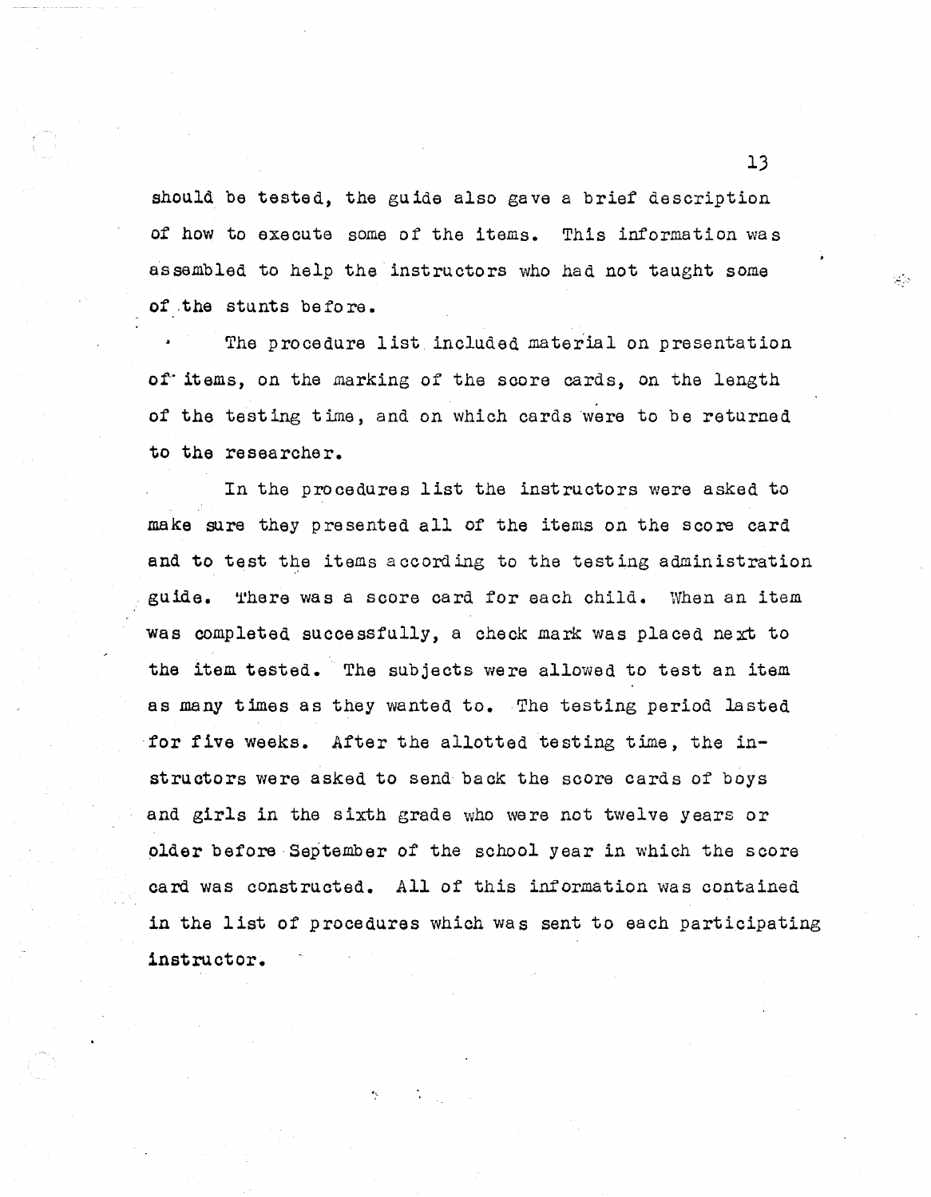should be tested, the guide also gave a brief description of how to execute some of the items. This information was assembled to help the instructors who had not taught some of the stunts before.

The procedure list included material on presentation of items, on the marking of the score cards, on the length of the testing time, and on which cards were to be returned to the researcher.

In the procedures list the instructors were asked to make sure they presented all of the items on the score card and to test the items according to the testing administration guide. There was a score card for each child. When an item was completed successfully, a check mark was placed next to the item tested. The subjects were allowed to test an item as many times as they wanted to. The testing period lasted for five weeks. After the allotted testing time, the instructors were asked to send back the score cards of boys and girls in the sixth grade who were not twelve years or older before September of the school year in which the score card was constructed. All of this information was contained in the list of procedures which was sent to each participating instructor.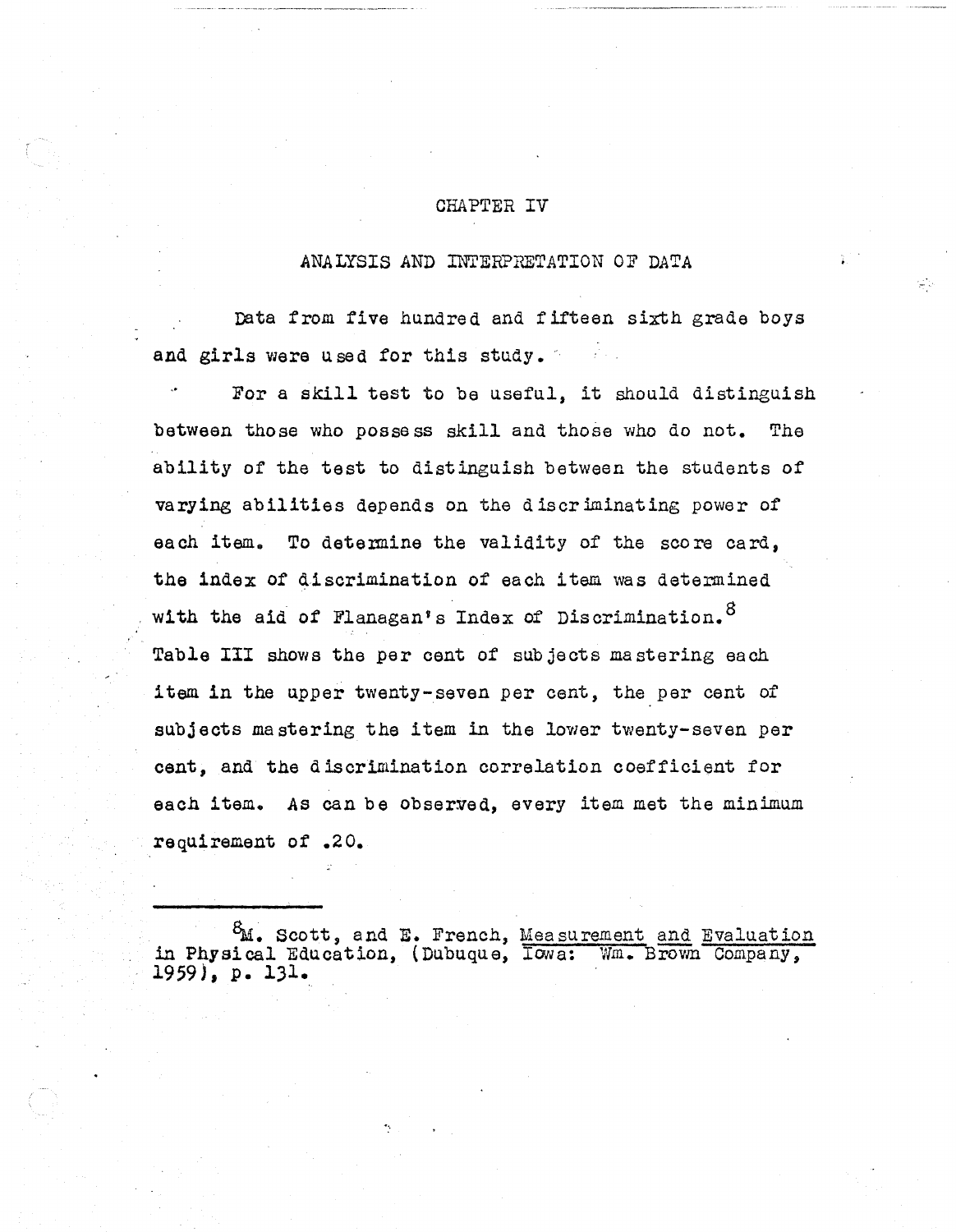# CHAPTER IV

## ANALYSIS AND INTERPRETATION OF DATA

Data from five hundred and fifteen sixth grade boys and girls were used for this study.

For a skill test to be useful, it should distinguish between those who possess skill and those who do not. The ability of the test to distinguish between the students of varying abilities depends on the discriminating power of each item. To determine the validity of the score card, the index of discrimination of each item was determined with the aid of Flanagan's Index of Discrimination.[8] Table III shows the per cent of subjects mastering each item in the upper twenty-seven per cent, the per cent of subjects mastering the item in the lower twenty-seven per cent, and the discrimination correlation coefficient for each item. As can be observed, every item met the minimum requirement of .20.

---

[8] M. Scott, and E. French, Measurement and Evaluation in Physical Education, (Dubuque, Iowa: Wm. Brown Company, 1959), p. 131.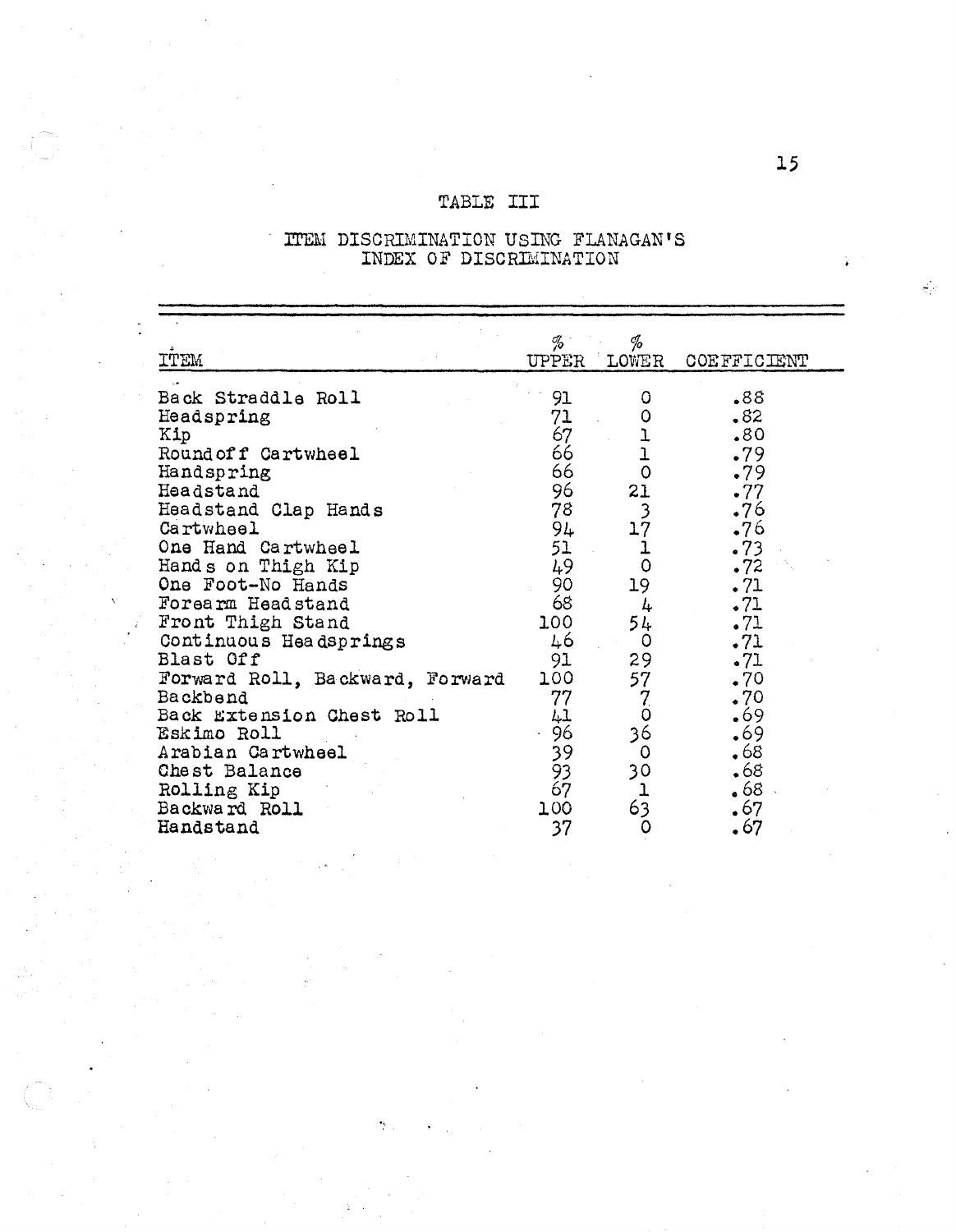## TABLE III

### ITEM DISCRIMINATION USING FLANAGAN'S INDEX OF DISCRIMINATION

| ITEM | % UPPER | % LOWER | COEFFICIENT |
|---|---|---|---|
| Back Straddle Roll | 91 | 0 | .88 |
| Headspring | 71 | 0 | .82 |
| Kip | 67 | 1 | .80 |
| Roundoff Cartwheel | 66 | 1 | .79 |
| Handspring | 66 | 0 | .79 |
| Headstand | 96 | 21 | .77 |
| Headstand Clap Hands | 78 | 3 | .76 |
| Cartwheel | 94 | 17 | .76 |
| One Hand Cartwheel | 51 | 1 | .73 |
| Hands on Thigh Kip | 49 | 0 | .72 |
| One Foot-No Hands | 90 | 19 | .71 |
| Forearm Headstand | 68 | 4 | .71 |
| Front Thigh Stand | 100 | 54 | .71 |
| Continuous Headsprings | 46 | 0 | .71 |
| Blast Off | 91 | 29 | .71 |
| Forward Roll, Backward, Forward | 100 | 57 | .70 |
| Backbend | 77 | 7 | .70 |
| Back Extension Chest Roll | 41 | 0 | .69 |
| Eskimo Roll | 96 | 36 | .69 |
| Arabian Cartwheel | 39 | 0 | .68 |
| Chest Balance | 93 | 30 | .68 |
| Rolling Kip | 67 | 1 | .68 |
| Backward Roll | 100 | 63 | .67 |
| Handstand | 37 | 0 | .67 |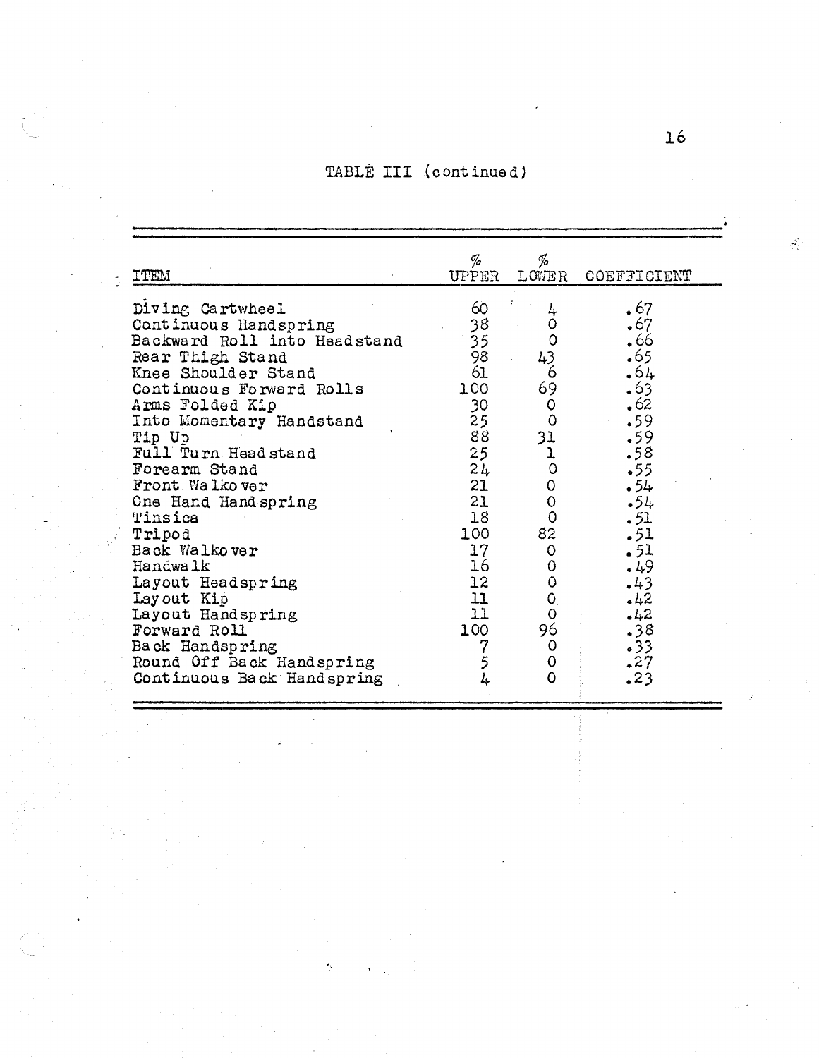TABLE III (continued)

| ITEM | % UPPER | % LOWER | COEFFICIENT |
|---|---|---|---|
| Diving Cartwheel | 60 | 4 | .67 |
| Continuous Handspring | 38 | 0 | .67 |
| Backward Roll into Headstand | 35 | 0 | .66 |
| Rear Thigh Stand | 98 | 43 | .65 |
| Knee Shoulder Stand | 61 | 6 | .64 |
| Continuous Forward Rolls | 100 | 69 | .63 |
| Arms Folded Kip | 30 | 0 | .62 |
| Into Momentary Handstand | 25 | 0 | .59 |
| Tip Up | 88 | 31 | .59 |
| Full Turn Headstand | 25 | 1 | .58 |
| Forearm Stand | 24 | 0 | .55 |
| Front Walkover | 21 | 0 | .54 |
| One Hand Handspring | 21 | 0 | .54 |
| Tinsica | 18 | 0 | .51 |
| Tripod | 100 | 82 | .51 |
| Back Walkover | 17 | 0 | .51 |
| Handwalk | 16 | 0 | .49 |
| Layout Headspring | 12 | 0 | .43 |
| Layout Kip | 11 | 0 | .42 |
| Layout Handspring | 11 | 0 | .42 |
| Forward Roll | 100 | 96 | .38 |
| Back Handspring | 7 | 0 | .33 |
| Round Off Back Handspring | 5 | 0 | .27 |
| Continuous Back Handspring | 4 | 0 | .23 |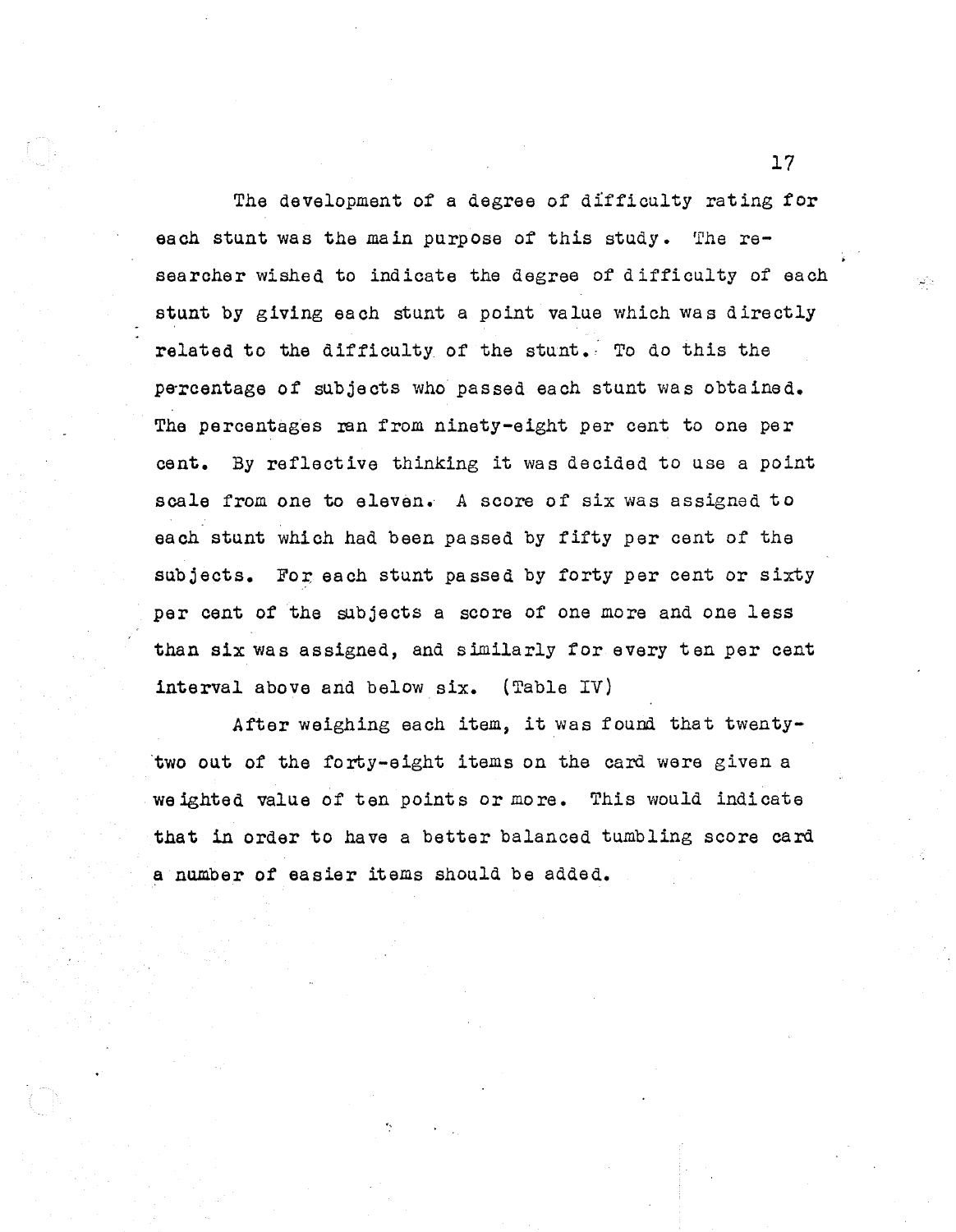The development of a degree of difficulty rating for each stunt was the main purpose of this study. The researcher wished to indicate the degree of difficulty of each stunt by giving each stunt a point value which was directly related to the difficulty of the stunt. To do this the percentage of subjects who passed each stunt was obtained. The percentages ran from ninety-eight per cent to one per cent. By reflective thinking it was decided to use a point scale from one to eleven. A score of six was assigned to each stunt which had been passed by fifty per cent of the subjects. For each stunt passed by forty per cent or sixty per cent of the subjects a score of one more and one less than six was assigned, and similarly for every ten per cent interval above and below six. (Table IV)

After weighing each item, it was found that twenty-two out of the forty-eight items on the card were given a weighted value of ten points or more. This would indicate that in order to have a better balanced tumbling score card a number of easier items should be added.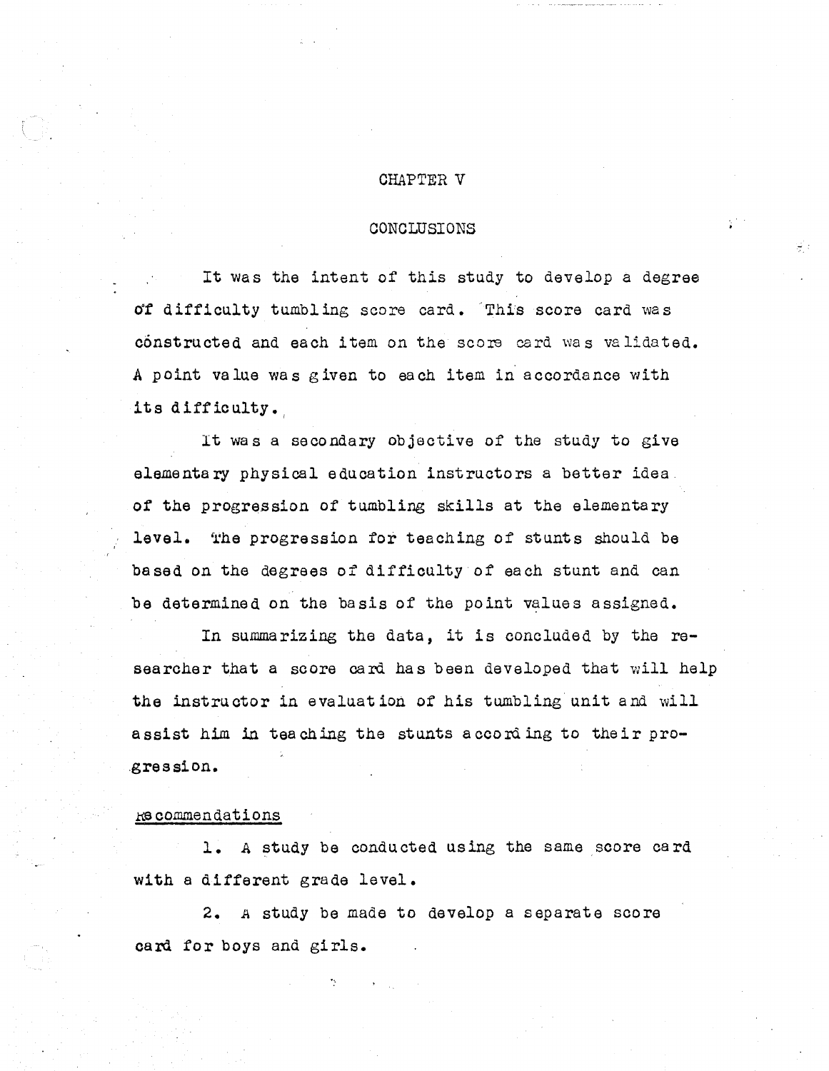# CHAPTER V

## CONCLUSIONS

It was the intent of this study to develop a degree of difficulty tumbling score card. This score card was constructed and each item on the score card was validated. A point value was given to each item in accordance with its difficulty.

It was a secondary objective of the study to give elementary physical education instructors a better idea of the progression of tumbling skills at the elementary level. The progression for teaching of stunts should be based on the degrees of difficulty of each stunt and can be determined on the basis of the point values assigned.

In summarizing the data, it is concluded by the researcher that a score card has been developed that will help the instructor in evaluation of his tumbling unit and will assist him in teaching the stunts according to their progression.

### Recommendations

1. A study be conducted using the same score card with a different grade level.

2. A study be made to develop a separate score card for boys and girls.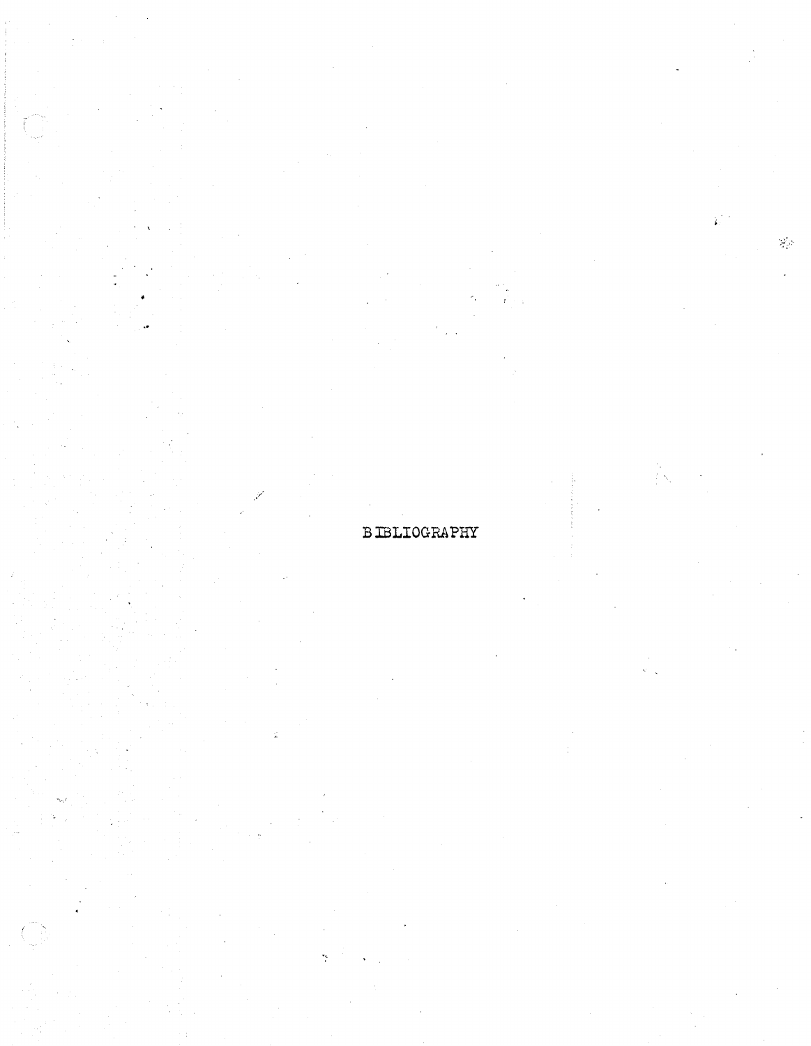# BIBLIOGRAPHY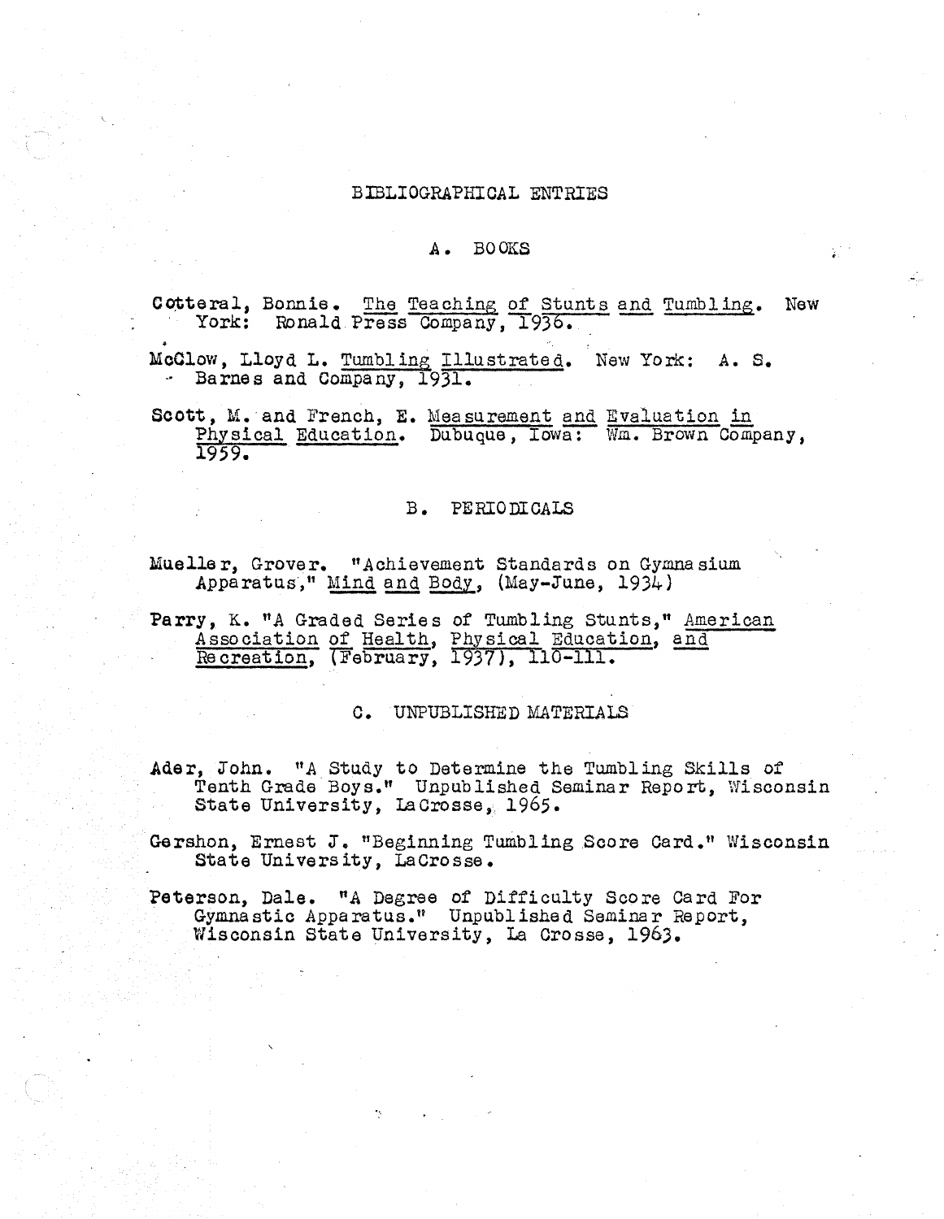# BIBLIOGRAPHICAL ENTRIES

## A. BOOKS

Cotteral, Bonnie. *The Teaching of Stunts and Tumbling.* New York: Ronald Press Company, 1936.

McClow, Lloyd L. *Tumbling Illustrated.* New York: A. S. Barnes and Company, 1931.

Scott, M. and French, E. *Measurement and Evaluation in Physical Education.* Dubuque, Iowa: Wm. Brown Company, 1959.

## B. PERIODICALS

Mueller, Grover. "Achievement Standards on Gymnasium Apparatus," *Mind and Body,* (May-June, 1934)

Parry, K. "A Graded Series of Tumbling Stunts," *American Association of Health, Physical Education, and Recreation,* (February, 1937), 110-111.

## C. UNPUBLISHED MATERIALS

Ader, John. "A Study to Determine the Tumbling Skills of Tenth Grade Boys." Unpublished Seminar Report, Wisconsin State University, LaCrosse, 1965.

Gershon, Ernest J. "Beginning Tumbling Score Card." Wisconsin State University, LaCrosse.

Peterson, Dale. "A Degree of Difficulty Score Card For Gymnastic Apparatus." Unpublished Seminar Report, Wisconsin State University, La Crosse, 1963.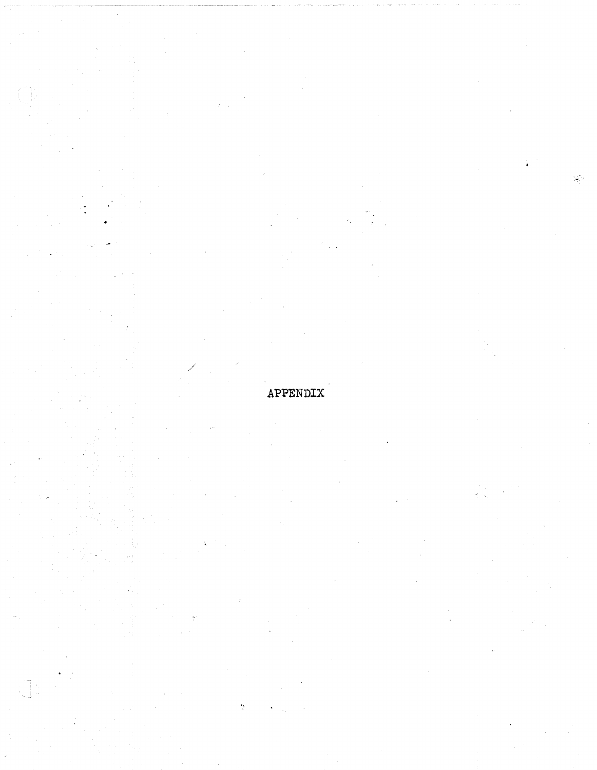# APPENDIX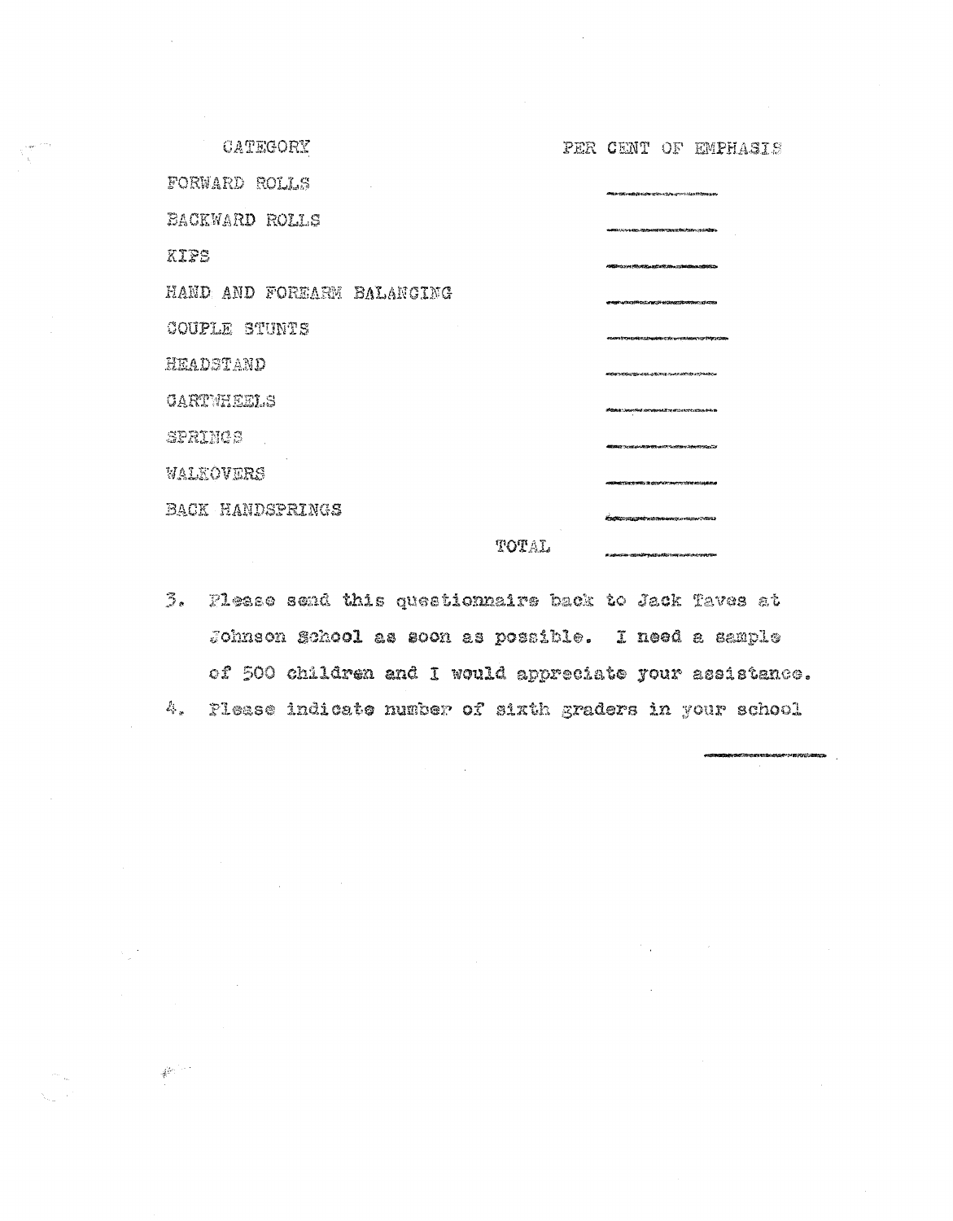| CATEGORY | PER CENT OF EMPHASIS |
| --- | --- |
| FORWARD ROLLS | ______ |
| BACKWARD ROLLS | ______ |
| KIPS | ______ |
| HAND AND FOREARM BALANCING | ______ |
| COUPLE STUNTS | ______ |
| HEADSTAND | ______ |
| CARTWHEELS | ______ |
| SPRINGS | ______ |
| WALKOVERS | ______ |
| BACK HANDSPRINGS | ______ |
| TOTAL | ______ |

3. Please send this questionnaire back to Jack Taves at Johnson School as soon as possible. I need a sample of 500 children and I would appreciate your assistance.
4. Please indicate number of sixth graders in your school ______